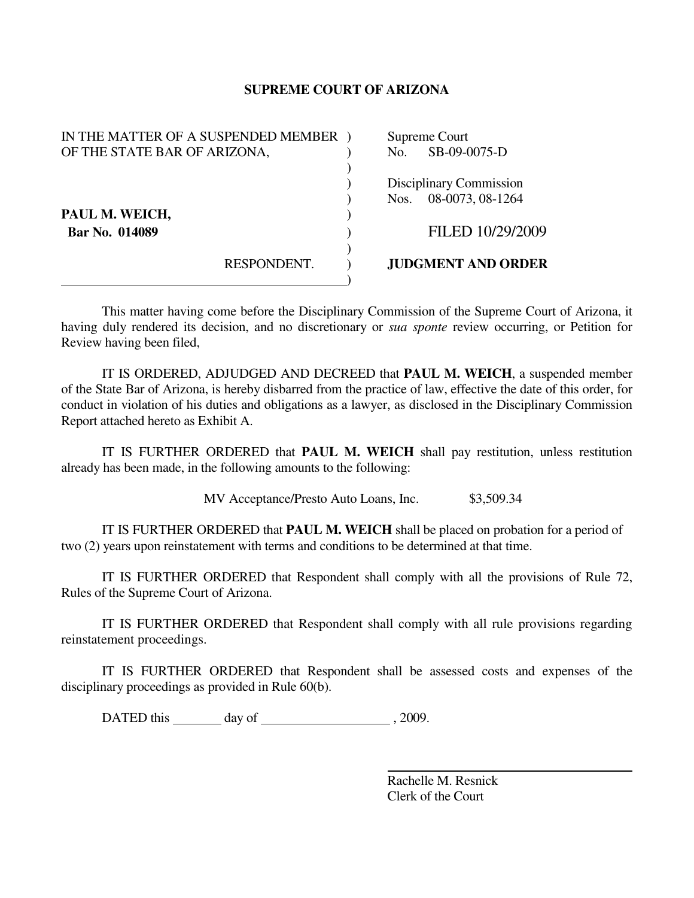# SUPREME COURT OF ARIZONA

IN THE MATTER OF A SUSPENDED MEMBER OF THE STATE BAR OF ARIZONA,

**PAUL M. WEICH,**
**Bar No. 014089**

RESPONDENT.

Supreme Court
No. SB-09-0075-D

Disciplinary Commission
Nos. 08-0073, 08-1264

FILED 10/29/2009

**JUDGMENT AND ORDER**

This matter having come before the Disciplinary Commission of the Supreme Court of Arizona, it having duly rendered its decision, and no discretionary or *sua sponte* review occurring, or Petition for Review having been filed,

IT IS ORDERED, ADJUDGED AND DECREED that **PAUL M. WEICH**, a suspended member of the State Bar of Arizona, is hereby disbarred from the practice of law, effective the date of this order, for conduct in violation of his duties and obligations as a lawyer, as disclosed in the Disciplinary Commission Report attached hereto as Exhibit A.

IT IS FURTHER ORDERED that **PAUL M. WEICH** shall pay restitution, unless restitution already has been made, in the following amounts to the following:

MV Acceptance/Presto Auto Loans, Inc. $3,509.34

IT IS FURTHER ORDERED that **PAUL M. WEICH** shall be placed on probation for a period of two (2) years upon reinstatement with terms and conditions to be determined at that time.

IT IS FURTHER ORDERED that Respondent shall comply with all the provisions of Rule 72, Rules of the Supreme Court of Arizona.

IT IS FURTHER ORDERED that Respondent shall comply with all rule provisions regarding reinstatement proceedings.

IT IS FURTHER ORDERED that Respondent shall be assessed costs and expenses of the disciplinary proceedings as provided in Rule 60(b).

DATED this ________ day of ____________________ , 2009.

Rachelle M. Resnick
Clerk of the Court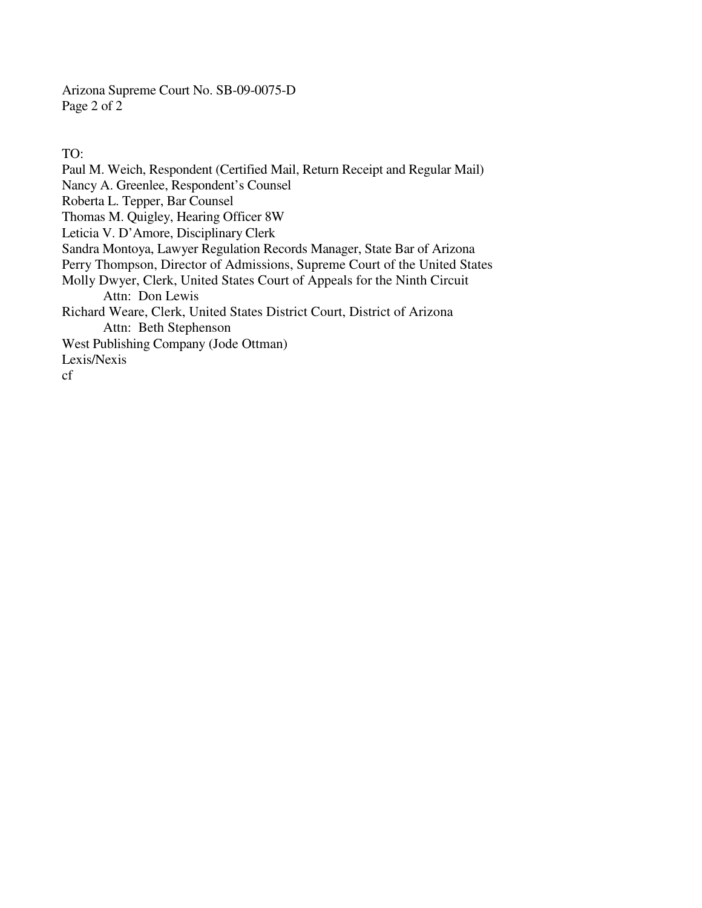TO:

Paul M. Weich, Respondent (Certified Mail, Return Receipt and Regular Mail)
Nancy A. Greenlee, Respondent's Counsel
Roberta L. Tepper, Bar Counsel
Thomas M. Quigley, Hearing Officer 8W
Leticia V. D'Amore, Disciplinary Clerk
Sandra Montoya, Lawyer Regulation Records Manager, State Bar of Arizona
Perry Thompson, Director of Admissions, Supreme Court of the United States
Molly Dwyer, Clerk, United States Court of Appeals for the Ninth Circuit
    Attn: Don Lewis
Richard Weare, Clerk, United States District Court, District of Arizona
    Attn: Beth Stephenson
West Publishing Company (Jode Ottman)
Lexis/Nexis
cf